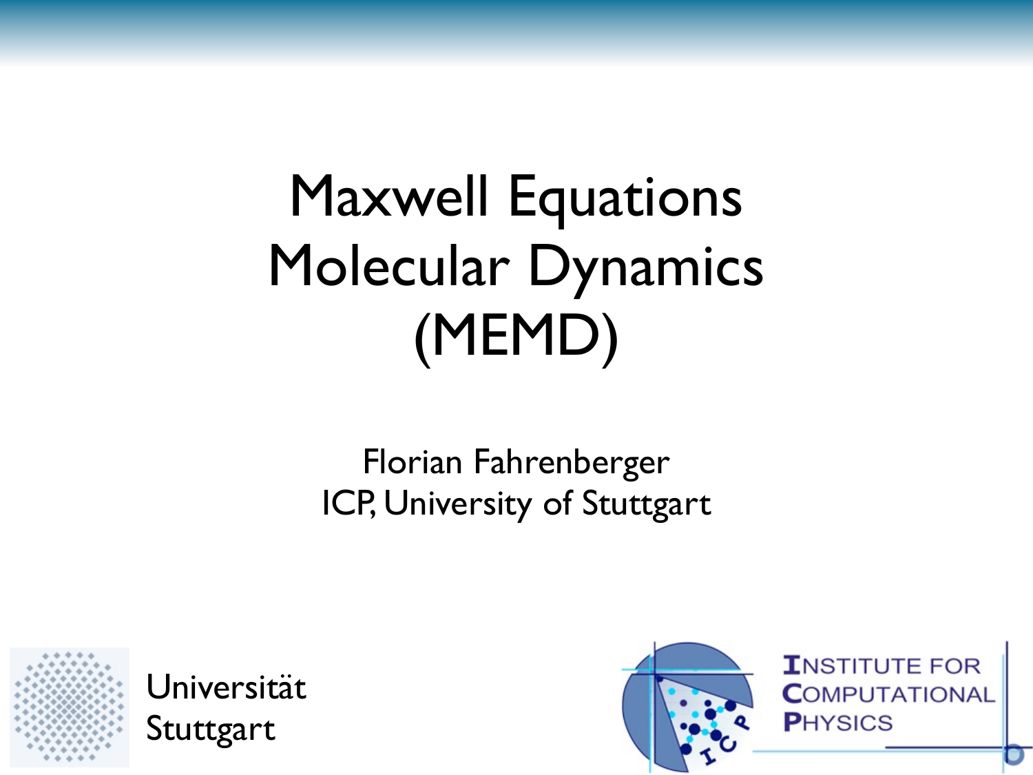# Maxwell Equations Molecular Dynamics (MEMD)

Florian Fahrenberger
ICP, University of Stuttgart

Universität Stuttgart

INSTITUTE FOR COMPUTATIONAL PHYSICS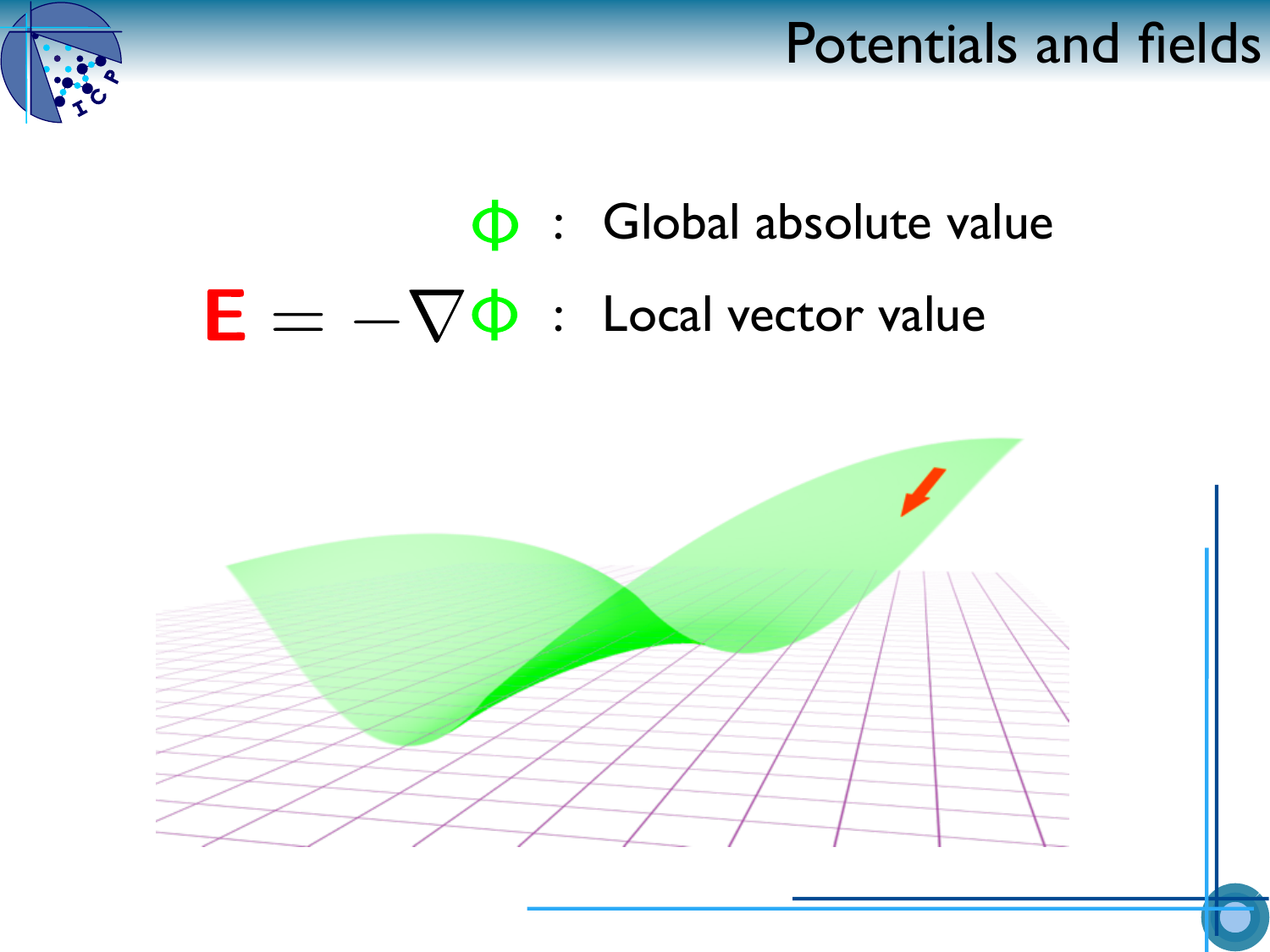# Potentials and fields

$\Phi$ : Global absolute value

$\mathbf{E} = -\nabla\Phi$ : Local vector value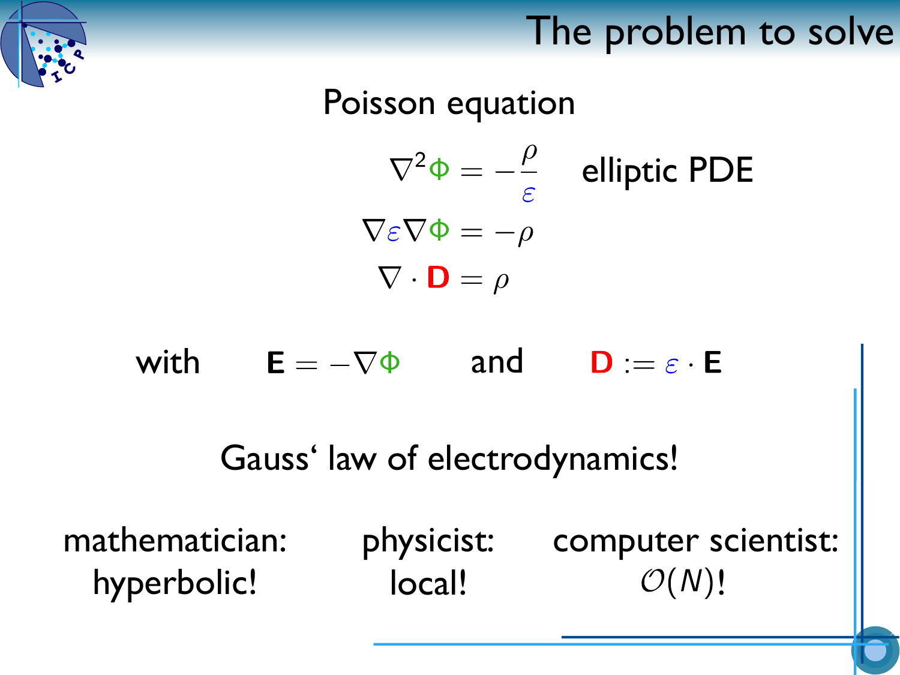# The problem to solve

Poisson equation

$$\nabla^2 \Phi = -\frac{\rho}{\varepsilon} \quad \text{elliptic PDE}$$

$$\nabla \varepsilon \nabla \Phi = -\rho$$

$$\nabla \cdot \mathbf{D} = \rho$$

with $\mathbf{E} = -\nabla \Phi$ and $\mathbf{D} := \varepsilon \cdot \mathbf{E}$

Gauss' law of electrodynamics!

mathematician: hyperbolic!

physicist: local!

computer scientist: $\mathcal{O}(N)$!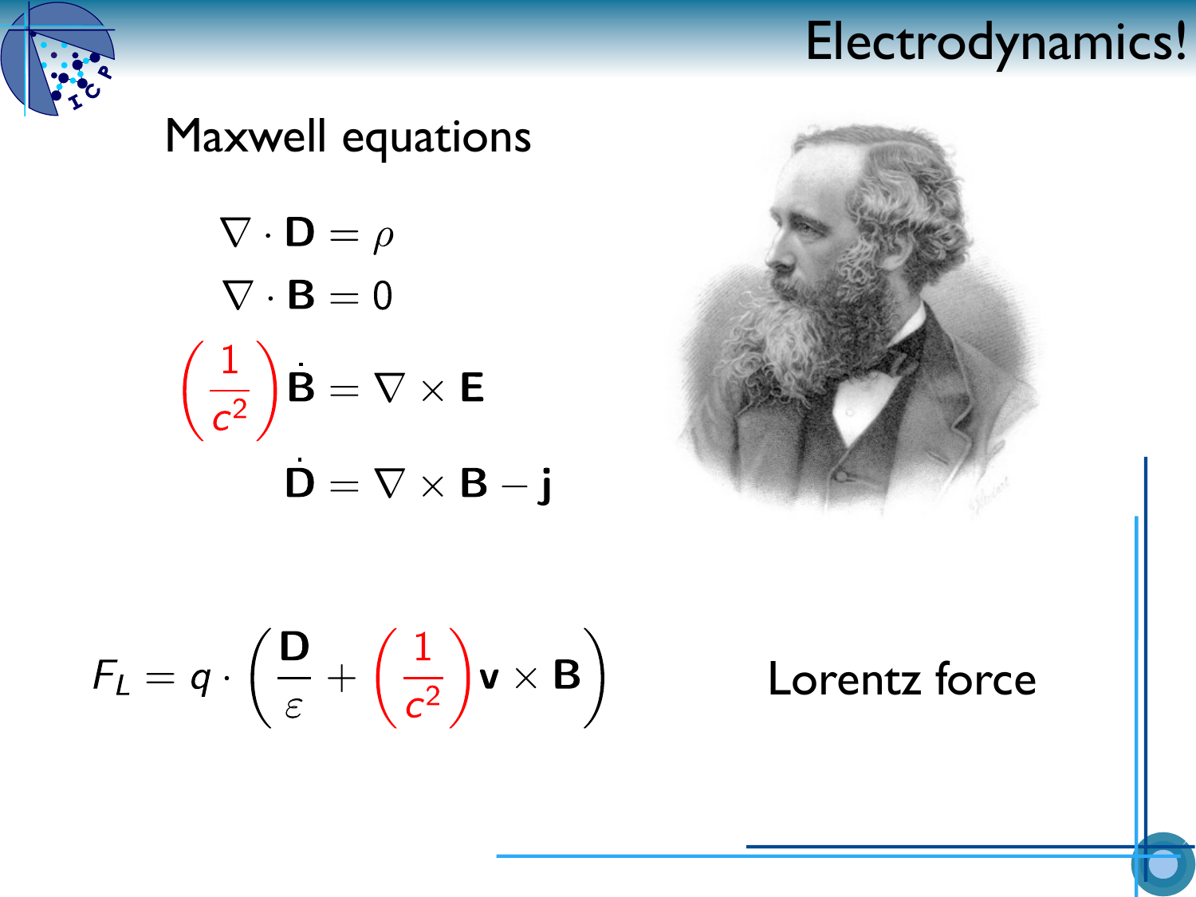# Electrodynamics!

## Maxwell equations

$$\nabla \cdot \mathbf{D} = \rho$$

$$\nabla \cdot \mathbf{B} = 0$$

$$\left(\frac{1}{c^2}\right)\dot{\mathbf{B}} = \nabla \times \mathbf{E}$$

$$\dot{\mathbf{D}} = \nabla \times \mathbf{B} - \mathbf{j}$$

$$F_L = q \cdot \left(\frac{\mathbf{D}}{\varepsilon} + \left(\frac{1}{c^2}\right)\mathbf{v} \times \mathbf{B}\right)$$

Lorentz force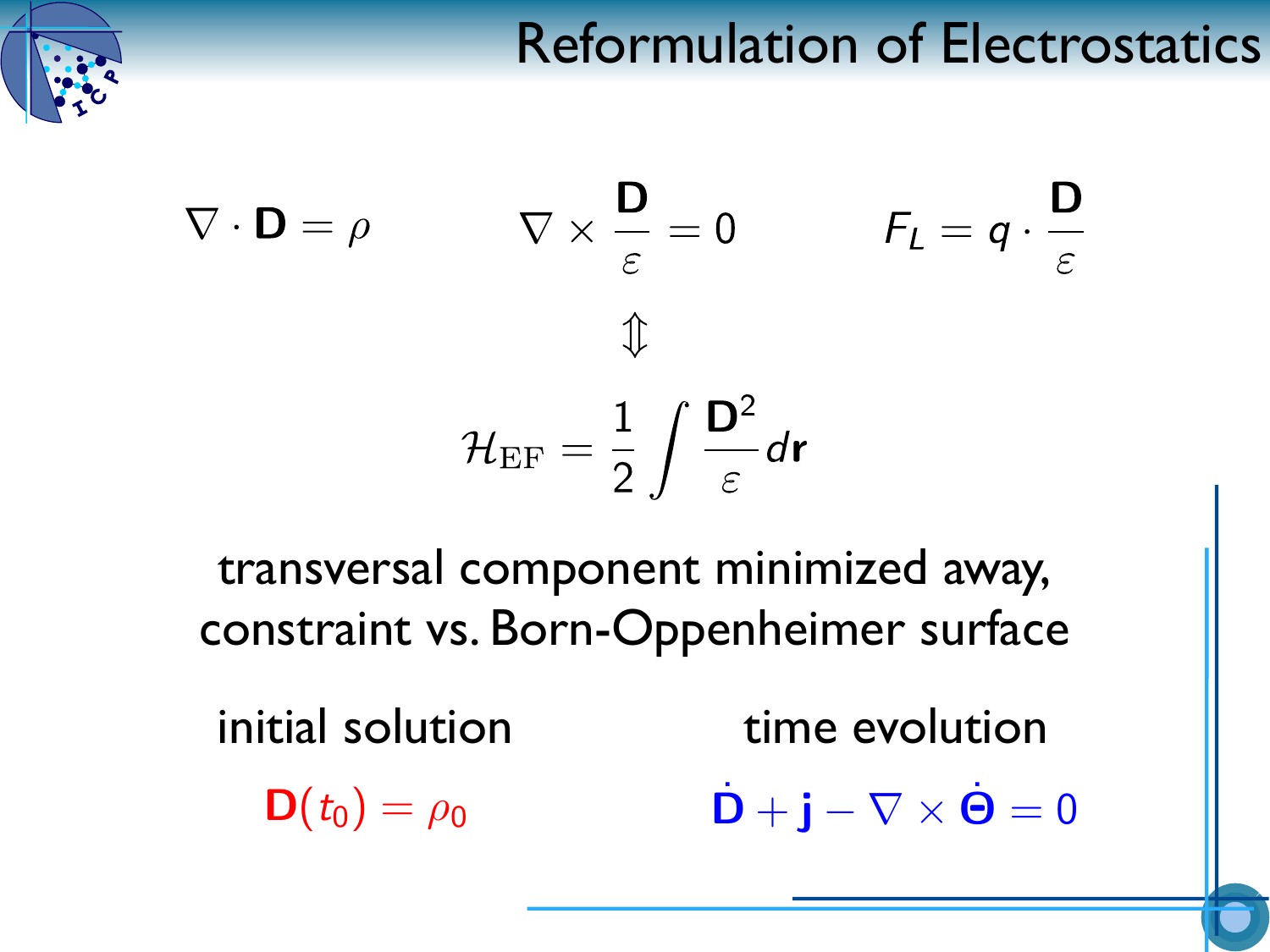# Reformulation of Electrostatics

$$\nabla \cdot \mathbf{D} = \rho \qquad \nabla \times \frac{\mathbf{D}}{\varepsilon} = 0 \qquad F_L = q \cdot \frac{\mathbf{D}}{\varepsilon}$$

$$\Updownarrow$$

$$\mathcal{H}_{\mathrm{EF}} = \frac{1}{2} \int \frac{\mathbf{D}^2}{\varepsilon} d\mathbf{r}$$

transversal component minimized away,
constraint vs. Born-Oppenheimer surface

initial solution

$$\mathbf{D}(t_0) = \rho_0$$

time evolution

$$\dot{\mathbf{D}} + \mathbf{j} - \nabla \times \dot{\mathbf{\Theta}} = 0$$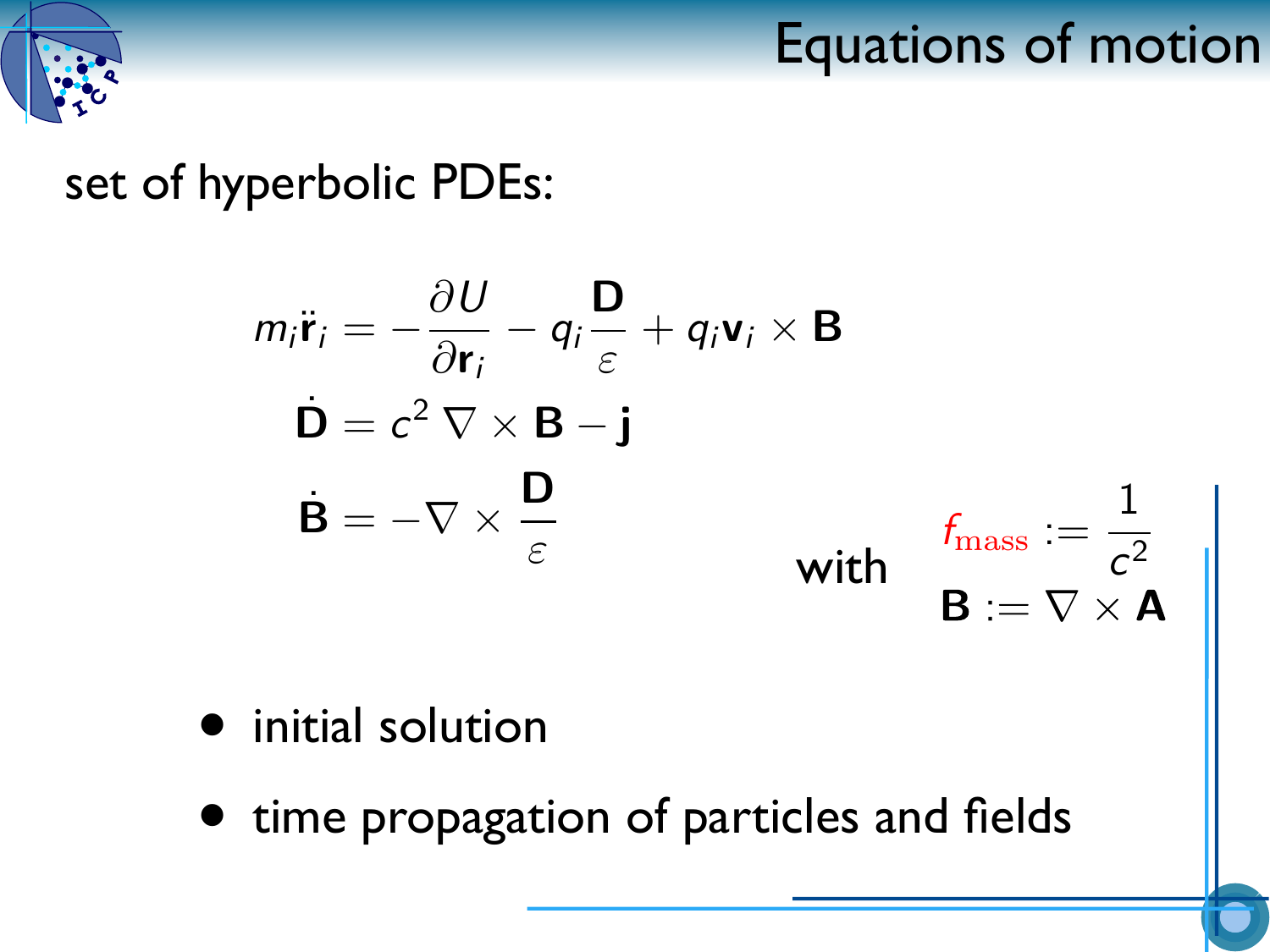# Equations of motion

set of hyperbolic PDEs:

$$
\begin{aligned}
m_i \ddot{\mathbf{r}}_i &= -\frac{\partial U}{\partial \mathbf{r}_i} - q_i \frac{\mathbf{D}}{\varepsilon} + q_i \mathbf{v}_i \times \mathbf{B} \\
\dot{\mathbf{D}} &= c^2 \, \nabla \times \mathbf{B} - \mathbf{j} \\
\dot{\mathbf{B}} &= -\nabla \times \frac{\mathbf{D}}{\varepsilon}
\end{aligned}
$$

with

$$
\begin{aligned}
f_{\mathrm{mass}} &:= \frac{1}{c^2} \\
\mathbf{B} &:= \nabla \times \mathbf{A}
\end{aligned}
$$

- initial solution
- time propagation of particles and fields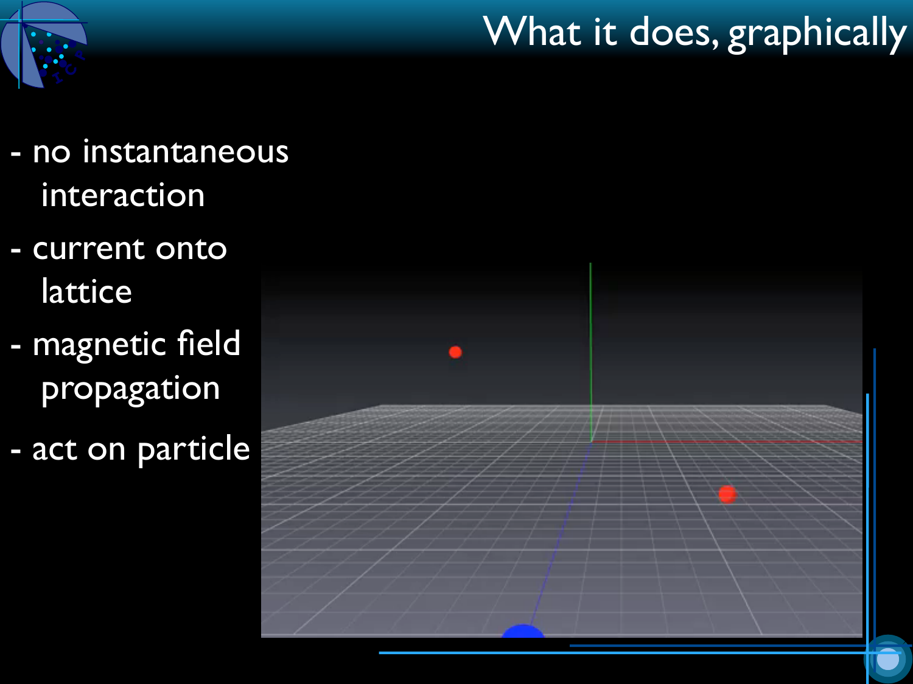# What it does, graphically

- no instantaneous interaction
- current onto lattice
- magnetic field propagation
- act on particle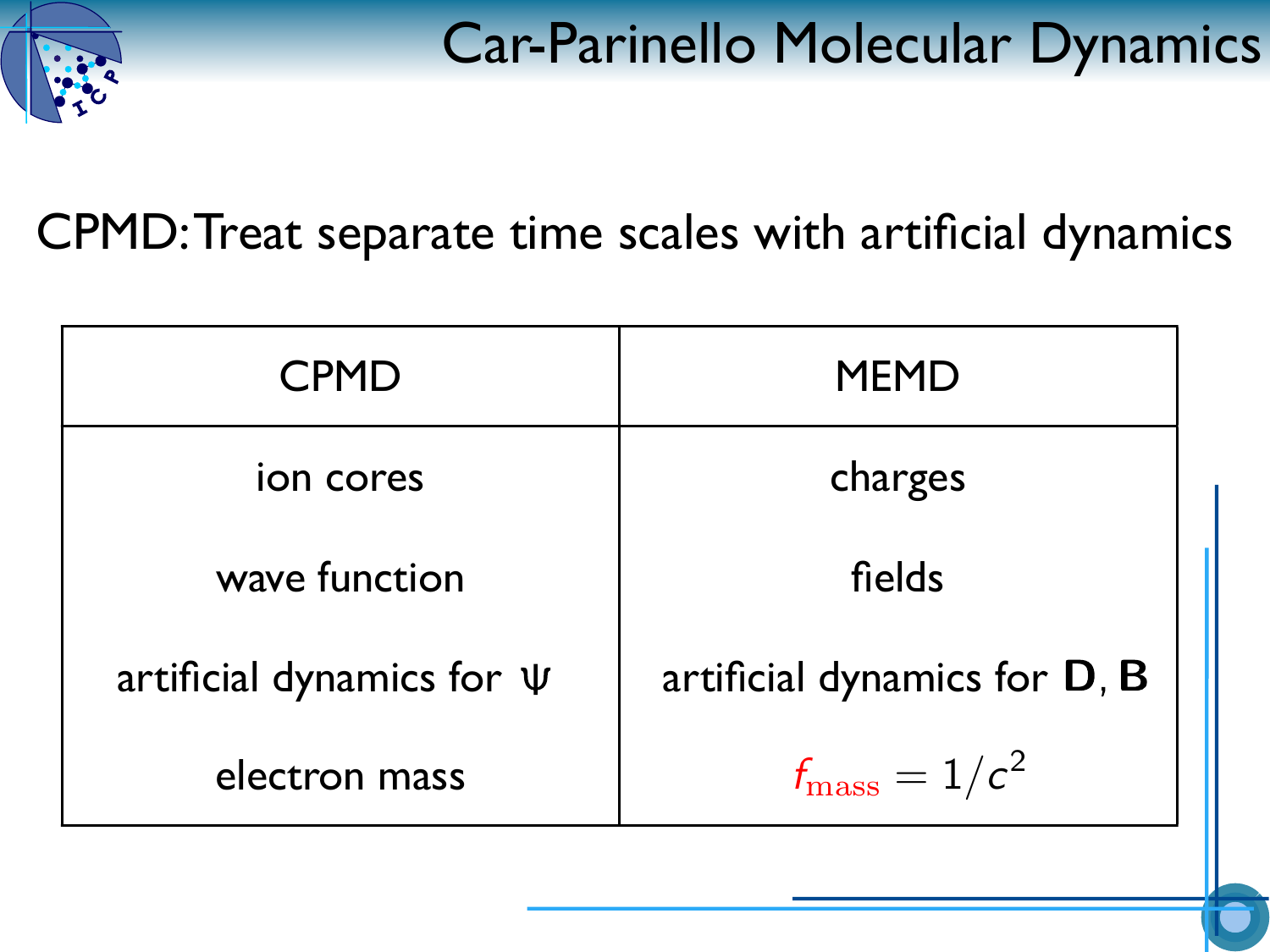# Car-Parinello Molecular Dynamics

## CPMD: Treat separate time scales with artificial dynamics

| CPMD | MEMD |
| --- | --- |
| ion cores | charges |
| wave function | fields |
| artificial dynamics for $\Psi$ | artificial dynamics for **D**, **B** |
| electron mass | $f_{\mathrm{mass}} = 1/c^2$ |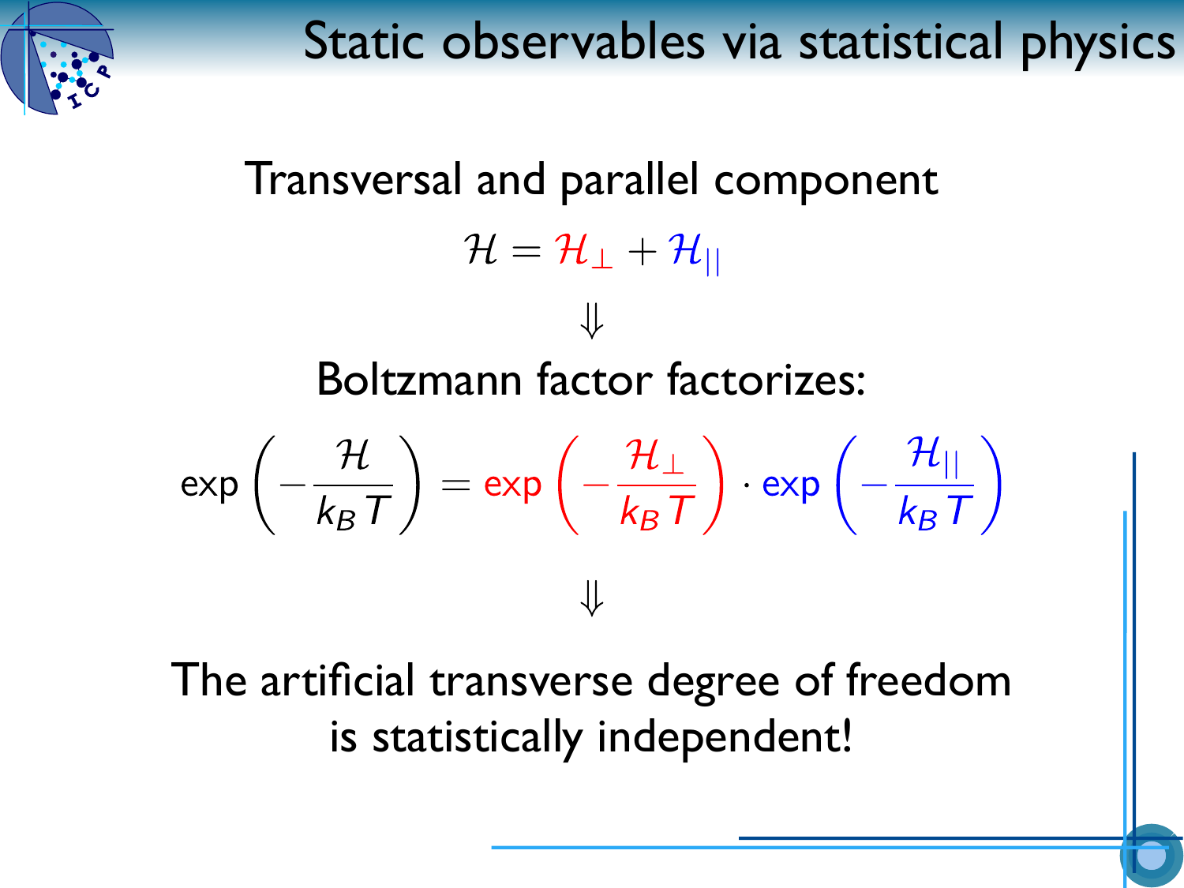# Static observables via statistical physics

Transversal and parallel component

$$\mathcal{H} = \mathcal{H}_{\perp} + \mathcal{H}_{||}$$

$$\Downarrow$$

Boltzmann factor factorizes:

$$\exp\left(-\frac{\mathcal{H}}{k_B T}\right) = \exp\left(-\frac{\mathcal{H}_{\perp}}{k_B T}\right) \cdot \exp\left(-\frac{\mathcal{H}_{||}}{k_B T}\right)$$

$$\Downarrow$$

The artificial transverse degree of freedom is statistically independent!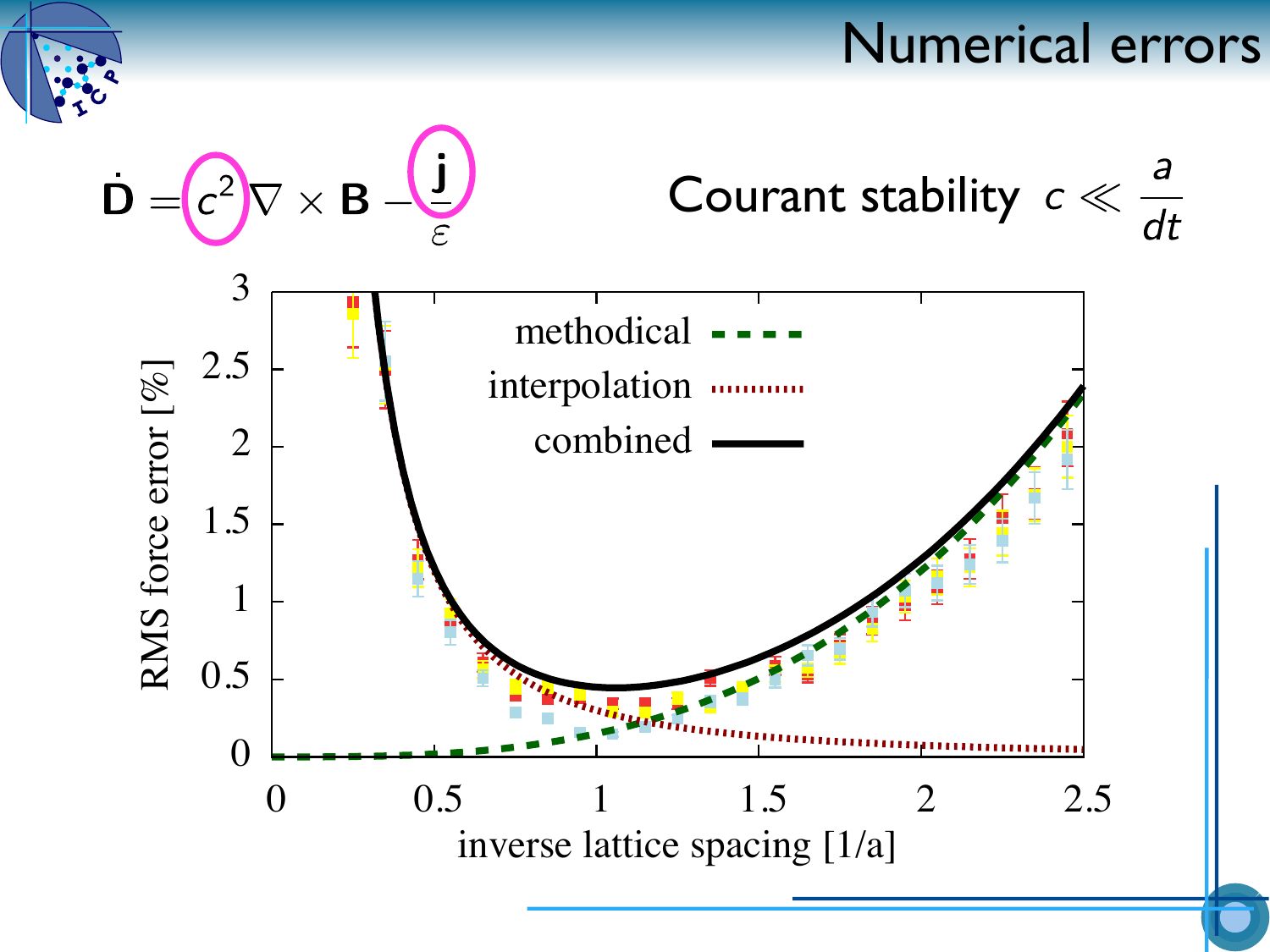# Numerical errors

$$\dot{\mathbf{D}} = c^2 \nabla \times \mathbf{B} - \frac{\mathbf{j}}{\varepsilon}$$

Courant stability $c \ll \frac{a}{dt}$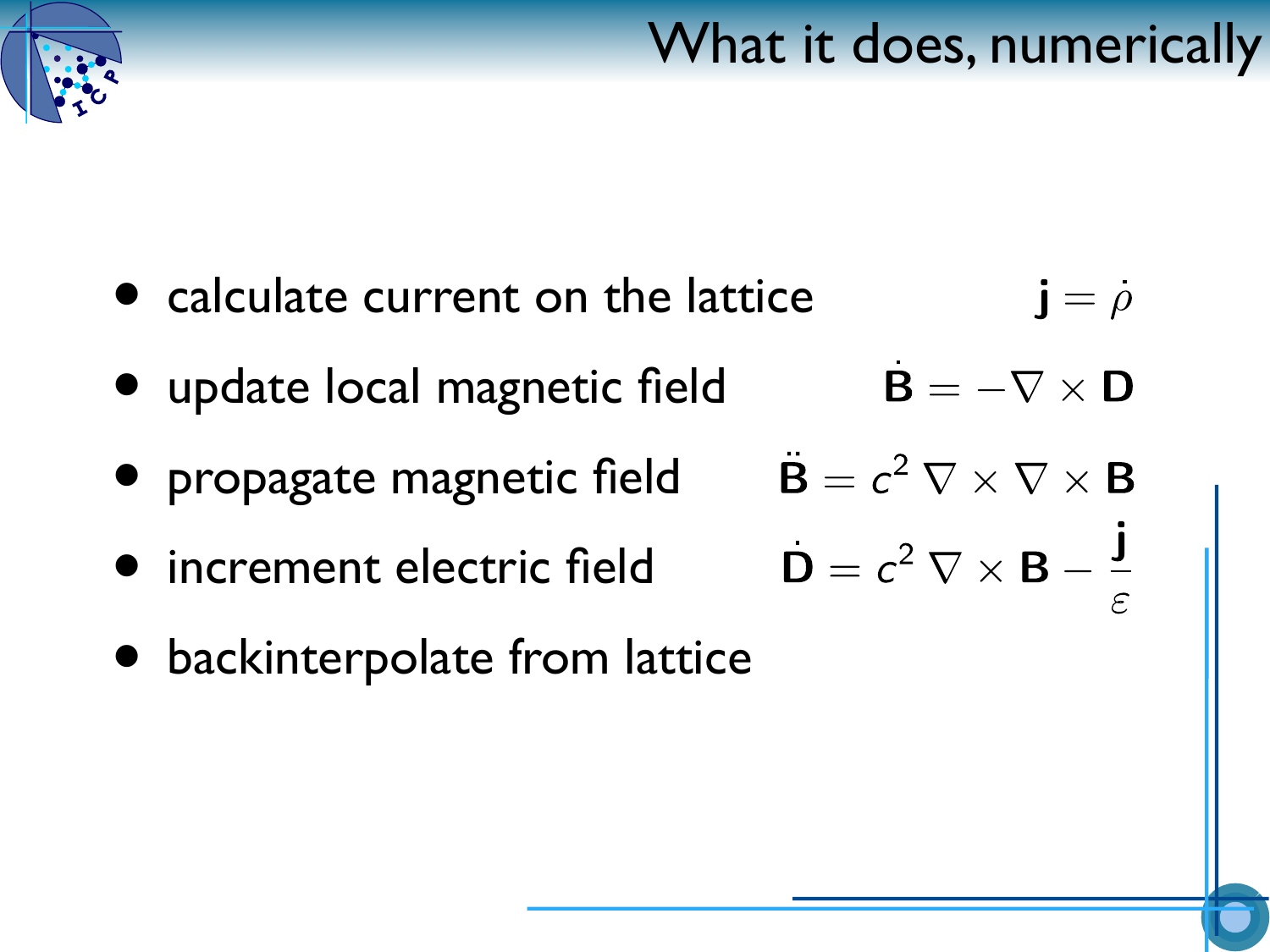# What it does, numerically

- calculate current on the lattice $\mathbf{j} = \dot{\rho}$
- update local magnetic field $\dot{\mathbf{B}} = -\nabla \times \mathbf{D}$
- propagate magnetic field $\ddot{\mathbf{B}} = c^2\, \nabla \times \nabla \times \mathbf{B}$
- increment electric field $\dot{\mathbf{D}} = c^2\, \nabla \times \mathbf{B} - \frac{\mathbf{j}}{\varepsilon}$
- backinterpolate from lattice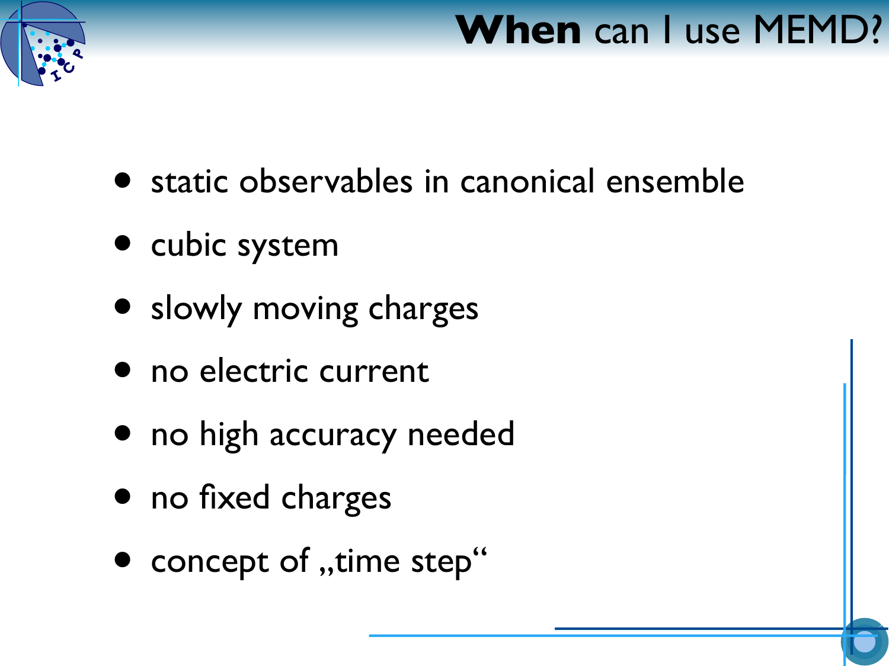# **When** can I use MEMD?

- static observables in canonical ensemble
- cubic system
- slowly moving charges
- no electric current
- no high accuracy needed
- no fixed charges
- concept of „time step“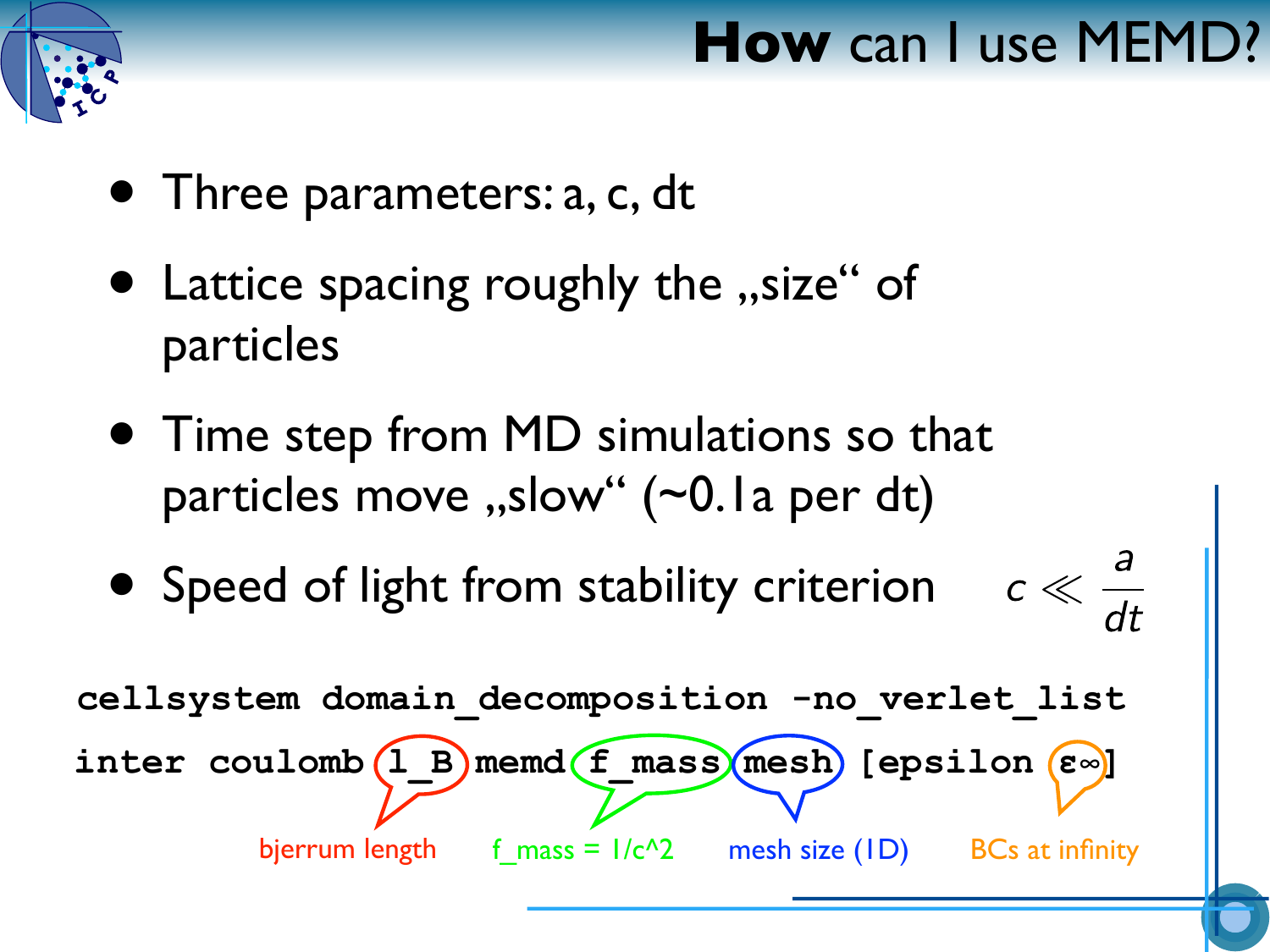# How can I use MEMD?

- Three parameters: a, c, dt
- Lattice spacing roughly the „size" of particles
- Time step from MD simulations so that particles move „slow" (~0.1a per dt)
- Speed of light from stability criterion $c \ll \frac{a}{dt}$

```
cellsystem domain_decomposition -no_verlet_list
inter coulomb l_B memd f_mass mesh [epsilon ε∞]
```

l_B: bjerrum length

f_mass: f_mass = 1/c^2

mesh: mesh size (1D)

ε∞: BCs at infinity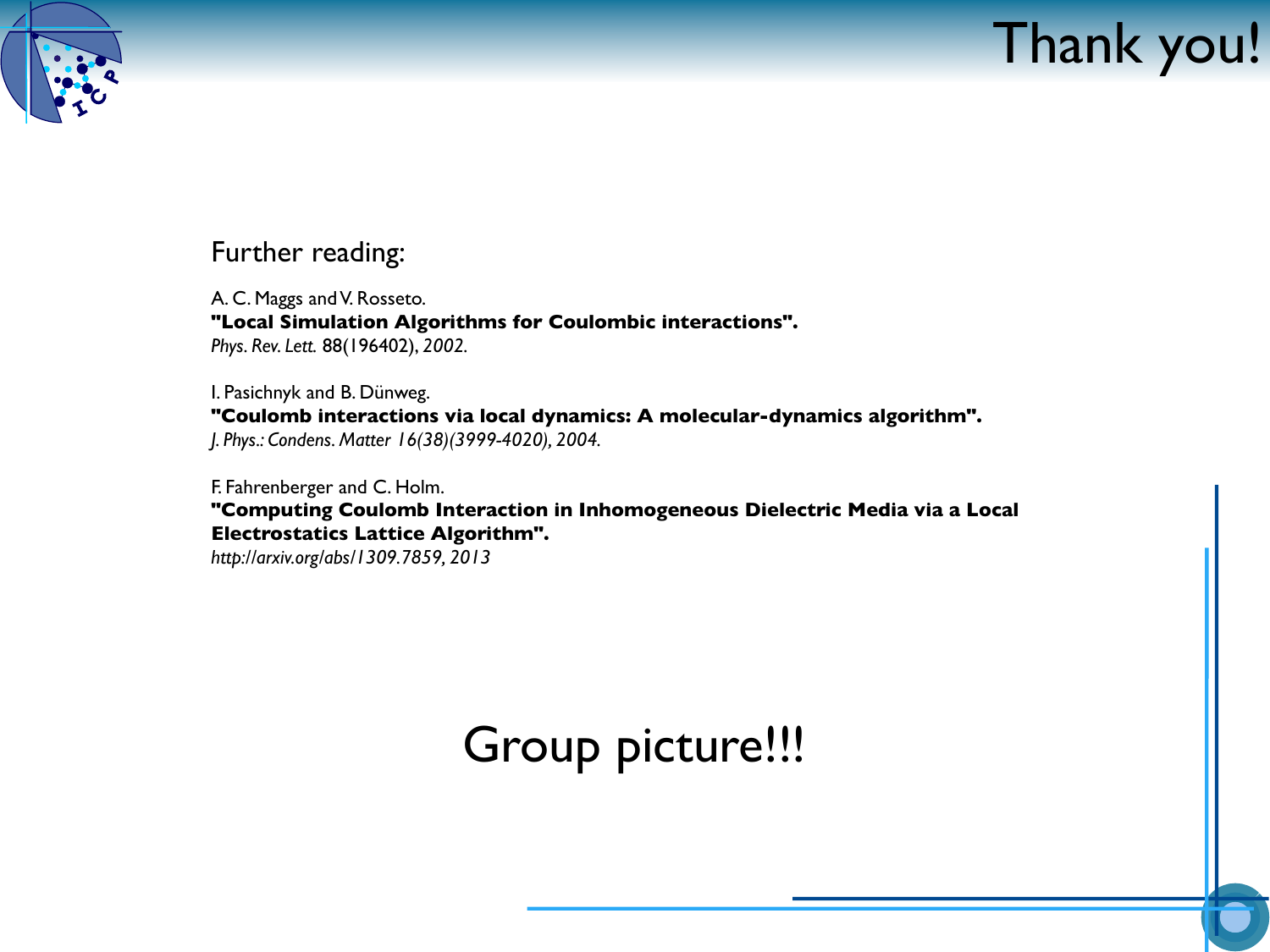# Thank you!

Further reading:

A. C. Maggs and V. Rosseto.
**"Local Simulation Algorithms for Coulombic interactions".**
*Phys. Rev. Lett.* 88(196402), *2002.*

I. Pasichnyk and B. Dünweg.
**"Coulomb interactions via local dynamics: A molecular-dynamics algorithm".**
*J. Phys.: Condens. Matter 16(38)(3999-4020), 2004.*

F. Fahrenberger and C. Holm.
**"Computing Coulomb Interaction in Inhomogeneous Dielectric Media via a Local Electrostatics Lattice Algorithm".**
*http://arxiv.org/abs/1309.7859, 2013*

Group picture!!!